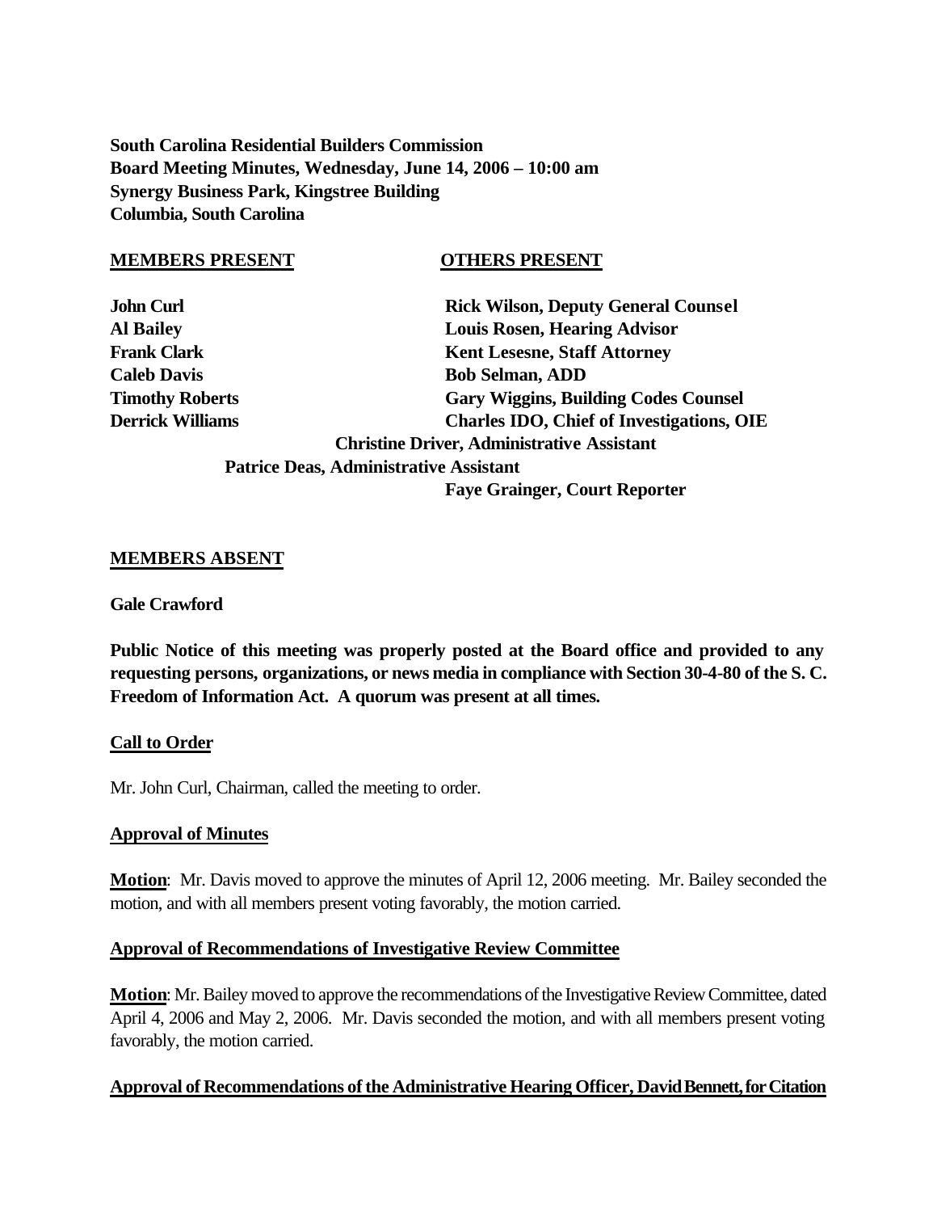**South Carolina Residential Builders Commission**
**Board Meeting Minutes, Wednesday, June 14, 2006 – 10:00 am**
**Synergy Business Park, Kingstree Building**
**Columbia, South Carolina**

| **MEMBERS PRESENT** | **OTHERS PRESENT** |
|---|---|
| **John Curl** | **Rick Wilson, Deputy General Counsel** |
| **Al Bailey** | **Louis Rosen, Hearing Advisor** |
| **Frank Clark** | **Kent Lesesne, Staff Attorney** |
| **Caleb Davis** | **Bob Selman, ADD** |
| **Timothy Roberts** | **Gary Wiggins, Building Codes Counsel** |
| **Derrick Williams** | **Charles IDO, Chief of Investigations, OIE** |
| | **Christine Driver, Administrative Assistant** |
| | **Patrice Deas, Administrative Assistant** |
| | **Faye Grainger, Court Reporter** |

## **MEMBERS ABSENT**

**Gale Crawford**

**Public Notice of this meeting was properly posted at the Board office and provided to any requesting persons, organizations, or news media in compliance with Section 30-4-80 of the S. C. Freedom of Information Act. A quorum was present at all times.**

## **Call to Order**

Mr. John Curl, Chairman, called the meeting to order.

## **Approval of Minutes**

**Motion**: Mr. Davis moved to approve the minutes of April 12, 2006 meeting. Mr. Bailey seconded the motion, and with all members present voting favorably, the motion carried.

## **Approval of Recommendations of Investigative Review Committee**

**Motion**: Mr. Bailey moved to approve the recommendations of the Investigative Review Committee, dated April 4, 2006 and May 2, 2006. Mr. Davis seconded the motion, and with all members present voting favorably, the motion carried.

## **Approval of Recommendations of the Administrative Hearing Officer, David Bennett, for Citation**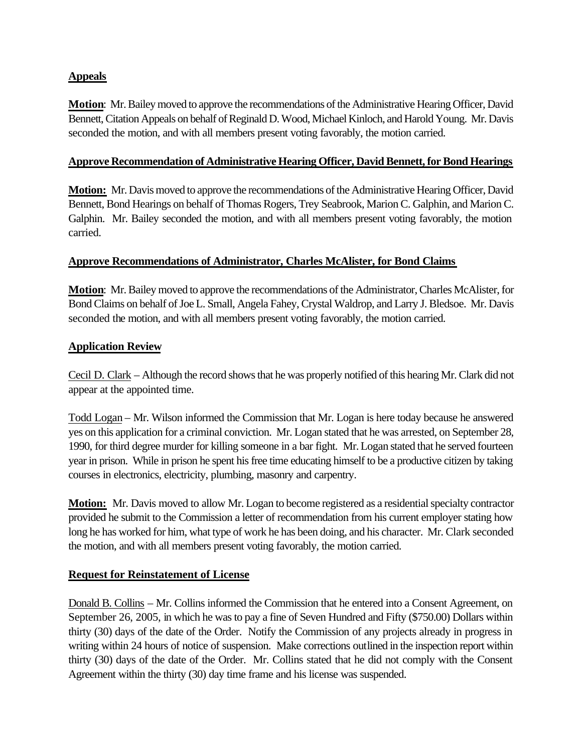**Appeals**

**Motion**: Mr. Bailey moved to approve the recommendations of the Administrative Hearing Officer, David Bennett, Citation Appeals on behalf of Reginald D. Wood, Michael Kinloch, and Harold Young. Mr. Davis seconded the motion, and with all members present voting favorably, the motion carried.

**Approve Recommendation of Administrative Hearing Officer, David Bennett, for Bond Hearings**

**Motion:** Mr. Davis moved to approve the recommendations of the Administrative Hearing Officer, David Bennett, Bond Hearings on behalf of Thomas Rogers, Trey Seabrook, Marion C. Galphin, and Marion C. Galphin. Mr. Bailey seconded the motion, and with all members present voting favorably, the motion carried.

**Approve Recommendations of Administrator, Charles McAlister, for Bond Claims**

**Motion**: Mr. Bailey moved to approve the recommendations of the Administrator, Charles McAlister, for Bond Claims on behalf of Joe L. Small, Angela Fahey, Crystal Waldrop, and Larry J. Bledsoe. Mr. Davis seconded the motion, and with all members present voting favorably, the motion carried.

**Application Review**

Cecil D. Clark – Although the record shows that he was properly notified of this hearing Mr. Clark did not appear at the appointed time.

Todd Logan – Mr. Wilson informed the Commission that Mr. Logan is here today because he answered yes on this application for a criminal conviction. Mr. Logan stated that he was arrested, on September 28, 1990, for third degree murder for killing someone in a bar fight. Mr. Logan stated that he served fourteen year in prison. While in prison he spent his free time educating himself to be a productive citizen by taking courses in electronics, electricity, plumbing, masonry and carpentry.

**Motion:** Mr. Davis moved to allow Mr. Logan to become registered as a residential specialty contractor provided he submit to the Commission a letter of recommendation from his current employer stating how long he has worked for him, what type of work he has been doing, and his character. Mr. Clark seconded the motion, and with all members present voting favorably, the motion carried.

**Request for Reinstatement of License**

Donald B. Collins – Mr. Collins informed the Commission that he entered into a Consent Agreement, on September 26, 2005, in which he was to pay a fine of Seven Hundred and Fifty ($750.00) Dollars within thirty (30) days of the date of the Order. Notify the Commission of any projects already in progress in writing within 24 hours of notice of suspension. Make corrections outlined in the inspection report within thirty (30) days of the date of the Order. Mr. Collins stated that he did not comply with the Consent Agreement within the thirty (30) day time frame and his license was suspended.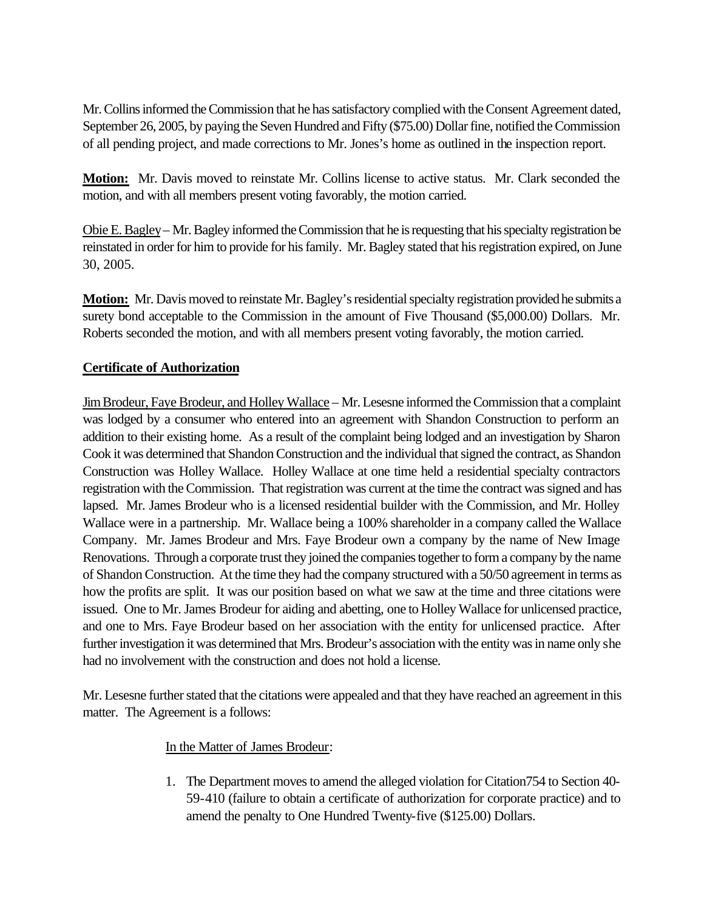Mr. Collins informed the Commission that he has satisfactory complied with the Consent Agreement dated, September 26, 2005, by paying the Seven Hundred and Fifty ($75.00) Dollar fine, notified the Commission of all pending project, and made corrections to Mr. Jones's home as outlined in the inspection report.

**Motion:** Mr. Davis moved to reinstate Mr. Collins license to active status. Mr. Clark seconded the motion, and with all members present voting favorably, the motion carried.

Obie E. Bagley – Mr. Bagley informed the Commission that he is requesting that his specialty registration be reinstated in order for him to provide for his family. Mr. Bagley stated that his registration expired, on June 30, 2005.

**Motion:** Mr. Davis moved to reinstate Mr. Bagley's residential specialty registration provided he submits a surety bond acceptable to the Commission in the amount of Five Thousand ($5,000.00) Dollars. Mr. Roberts seconded the motion, and with all members present voting favorably, the motion carried.

**Certificate of Authorization**

Jim Brodeur, Faye Brodeur, and Holley Wallace – Mr. Lesesne informed the Commission that a complaint was lodged by a consumer who entered into an agreement with Shandon Construction to perform an addition to their existing home. As a result of the complaint being lodged and an investigation by Sharon Cook it was determined that Shandon Construction and the individual that signed the contract, as Shandon Construction was Holley Wallace. Holley Wallace at one time held a residential specialty contractors registration with the Commission. That registration was current at the time the contract was signed and has lapsed. Mr. James Brodeur who is a licensed residential builder with the Commission, and Mr. Holley Wallace were in a partnership. Mr. Wallace being a 100% shareholder in a company called the Wallace Company. Mr. James Brodeur and Mrs. Faye Brodeur own a company by the name of New Image Renovations. Through a corporate trust they joined the companies together to form a company by the name of Shandon Construction. At the time they had the company structured with a 50/50 agreement in terms as how the profits are split. It was our position based on what we saw at the time and three citations were issued. One to Mr. James Brodeur for aiding and abetting, one to Holley Wallace for unlicensed practice, and one to Mrs. Faye Brodeur based on her association with the entity for unlicensed practice. After further investigation it was determined that Mrs. Brodeur's association with the entity was in name only she had no involvement with the construction and does not hold a license.

Mr. Lesesne further stated that the citations were appealed and that they have reached an agreement in this matter. The Agreement is a follows:

In the Matter of James Brodeur:

1. The Department moves to amend the alleged violation for Citation754 to Section 40-59-410 (failure to obtain a certificate of authorization for corporate practice) and to amend the penalty to One Hundred Twenty-five ($125.00) Dollars.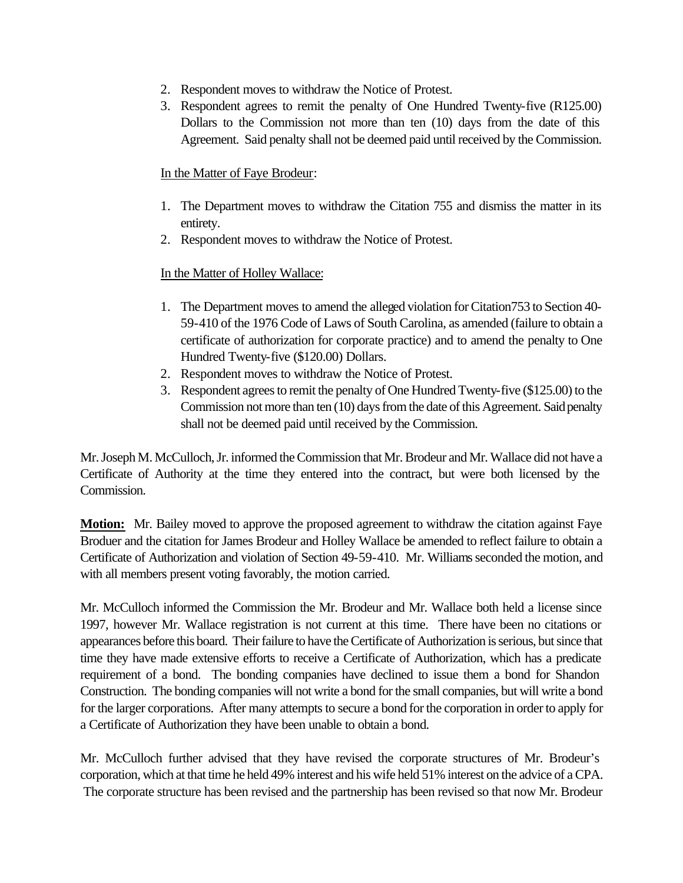2. Respondent moves to withdraw the Notice of Protest.
3. Respondent agrees to remit the penalty of One Hundred Twenty-five (R125.00) Dollars to the Commission not more than ten (10) days from the date of this Agreement. Said penalty shall not be deemed paid until received by the Commission.

In the Matter of Faye Brodeur:

1. The Department moves to withdraw the Citation 755 and dismiss the matter in its entirety.
2. Respondent moves to withdraw the Notice of Protest.

In the Matter of Holley Wallace:

1. The Department moves to amend the alleged violation for Citation753 to Section 40-59-410 of the 1976 Code of Laws of South Carolina, as amended (failure to obtain a certificate of authorization for corporate practice) and to amend the penalty to One Hundred Twenty-five ($120.00) Dollars.
2. Respondent moves to withdraw the Notice of Protest.
3. Respondent agrees to remit the penalty of One Hundred Twenty-five ($125.00) to the Commission not more than ten (10) days from the date of this Agreement. Said penalty shall not be deemed paid until received by the Commission.

Mr. Joseph M. McCulloch, Jr. informed the Commission that Mr. Brodeur and Mr. Wallace did not have a Certificate of Authority at the time they entered into the contract, but were both licensed by the Commission.

**Motion:** Mr. Bailey moved to approve the proposed agreement to withdraw the citation against Faye Broduer and the citation for James Brodeur and Holley Wallace be amended to reflect failure to obtain a Certificate of Authorization and violation of Section 49-59-410. Mr. Williams seconded the motion, and with all members present voting favorably, the motion carried.

Mr. McCulloch informed the Commission the Mr. Brodeur and Mr. Wallace both held a license since 1997, however Mr. Wallace registration is not current at this time. There have been no citations or appearances before this board. Their failure to have the Certificate of Authorization is serious, but since that time they have made extensive efforts to receive a Certificate of Authorization, which has a predicate requirement of a bond. The bonding companies have declined to issue them a bond for Shandon Construction. The bonding companies will not write a bond for the small companies, but will write a bond for the larger corporations. After many attempts to secure a bond for the corporation in order to apply for a Certificate of Authorization they have been unable to obtain a bond.

Mr. McCulloch further advised that they have revised the corporate structures of Mr. Brodeur's corporation, which at that time he held 49% interest and his wife held 51% interest on the advice of a CPA. The corporate structure has been revised and the partnership has been revised so that now Mr. Brodeur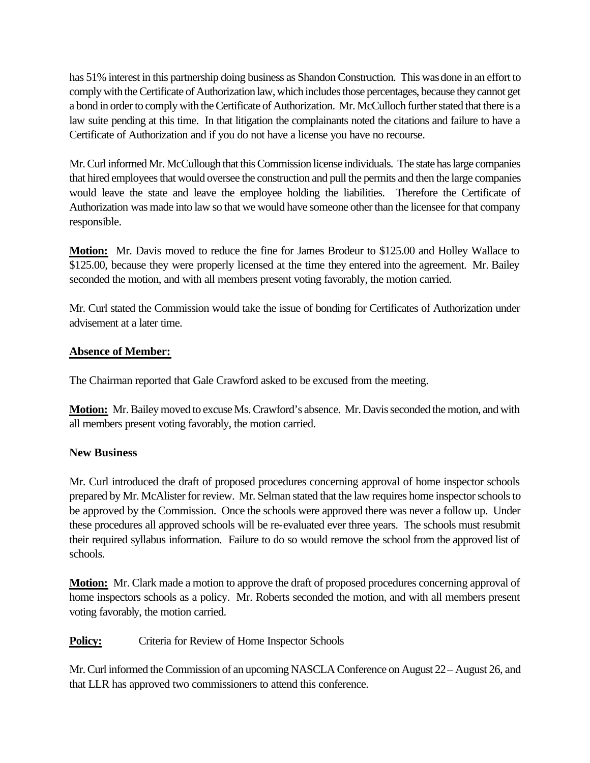has 51% interest in this partnership doing business as Shandon Construction. This was done in an effort to comply with the Certificate of Authorization law, which includes those percentages, because they cannot get a bond in order to comply with the Certificate of Authorization. Mr. McCulloch further stated that there is a law suite pending at this time. In that litigation the complainants noted the citations and failure to have a Certificate of Authorization and if you do not have a license you have no recourse.

Mr. Curl informed Mr. McCullough that this Commission license individuals. The state has large companies that hired employees that would oversee the construction and pull the permits and then the large companies would leave the state and leave the employee holding the liabilities. Therefore the Certificate of Authorization was made into law so that we would have someone other than the licensee for that company responsible.

**Motion:** Mr. Davis moved to reduce the fine for James Brodeur to $125.00 and Holley Wallace to $125.00, because they were properly licensed at the time they entered into the agreement. Mr. Bailey seconded the motion, and with all members present voting favorably, the motion carried.

Mr. Curl stated the Commission would take the issue of bonding for Certificates of Authorization under advisement at a later time.

**Absence of Member:**

The Chairman reported that Gale Crawford asked to be excused from the meeting.

**Motion:** Mr. Bailey moved to excuse Ms. Crawford's absence. Mr. Davis seconded the motion, and with all members present voting favorably, the motion carried.

**New Business**

Mr. Curl introduced the draft of proposed procedures concerning approval of home inspector schools prepared by Mr. McAlister for review. Mr. Selman stated that the law requires home inspector schools to be approved by the Commission. Once the schools were approved there was never a follow up. Under these procedures all approved schools will be re-evaluated ever three years. The schools must resubmit their required syllabus information. Failure to do so would remove the school from the approved list of schools.

**Motion:** Mr. Clark made a motion to approve the draft of proposed procedures concerning approval of home inspectors schools as a policy. Mr. Roberts seconded the motion, and with all members present voting favorably, the motion carried.

**Policy:** Criteria for Review of Home Inspector Schools

Mr. Curl informed the Commission of an upcoming NASCLA Conference on August 22 – August 26, and that LLR has approved two commissioners to attend this conference.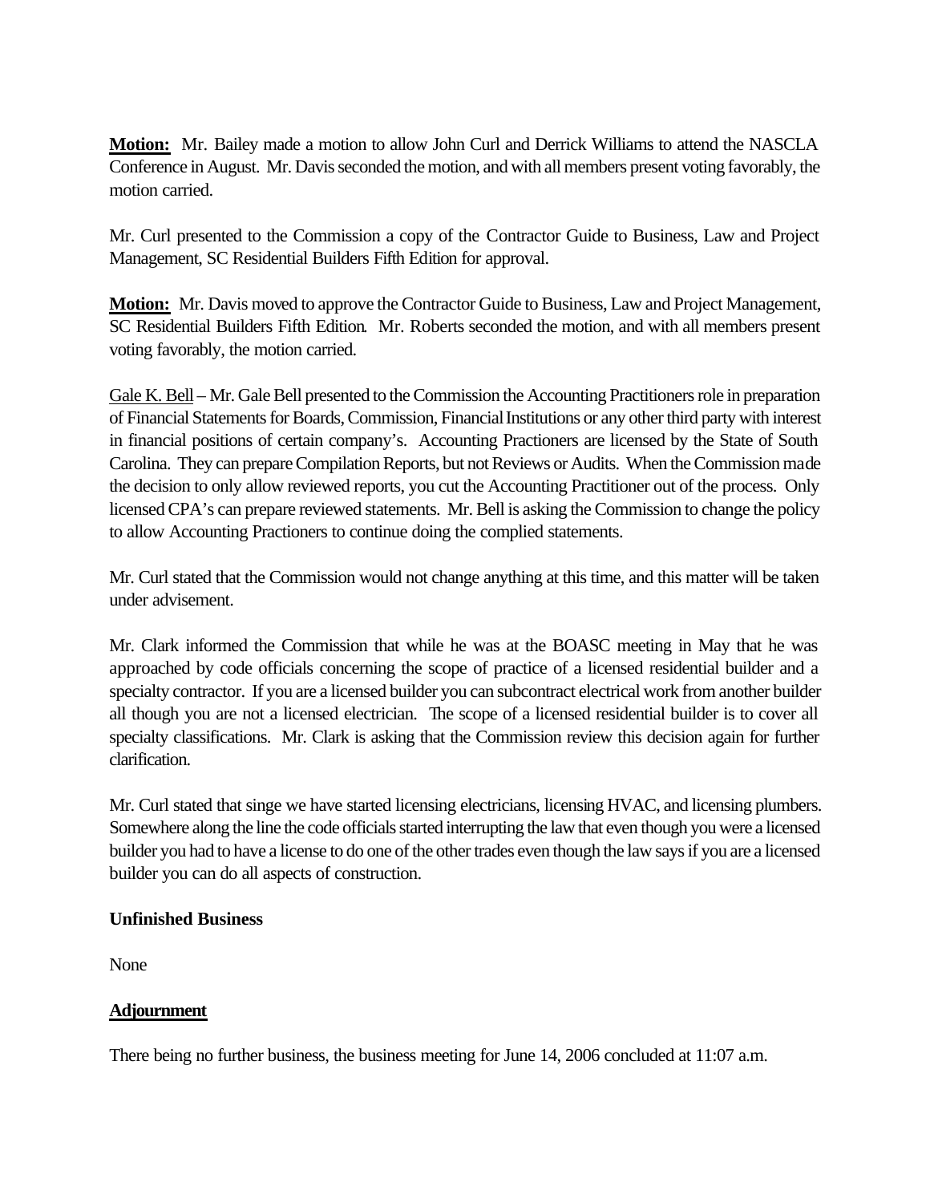**Motion:** Mr. Bailey made a motion to allow John Curl and Derrick Williams to attend the NASCLA Conference in August. Mr. Davis seconded the motion, and with all members present voting favorably, the motion carried.

Mr. Curl presented to the Commission a copy of the Contractor Guide to Business, Law and Project Management, SC Residential Builders Fifth Edition for approval.

**Motion:** Mr. Davis moved to approve the Contractor Guide to Business, Law and Project Management, SC Residential Builders Fifth Edition. Mr. Roberts seconded the motion, and with all members present voting favorably, the motion carried.

Gale K. Bell – Mr. Gale Bell presented to the Commission the Accounting Practitioners role in preparation of Financial Statements for Boards, Commission, Financial Institutions or any other third party with interest in financial positions of certain company's. Accounting Practioners are licensed by the State of South Carolina. They can prepare Compilation Reports, but not Reviews or Audits. When the Commission made the decision to only allow reviewed reports, you cut the Accounting Practitioner out of the process. Only licensed CPA's can prepare reviewed statements. Mr. Bell is asking the Commission to change the policy to allow Accounting Practioners to continue doing the complied statements.

Mr. Curl stated that the Commission would not change anything at this time, and this matter will be taken under advisement.

Mr. Clark informed the Commission that while he was at the BOASC meeting in May that he was approached by code officials concerning the scope of practice of a licensed residential builder and a specialty contractor. If you are a licensed builder you can subcontract electrical work from another builder all though you are not a licensed electrician. The scope of a licensed residential builder is to cover all specialty classifications. Mr. Clark is asking that the Commission review this decision again for further clarification.

Mr. Curl stated that singe we have started licensing electricians, licensing HVAC, and licensing plumbers. Somewhere along the line the code officials started interrupting the law that even though you were a licensed builder you had to have a license to do one of the other trades even though the law says if you are a licensed builder you can do all aspects of construction.

**Unfinished Business**

None

**Adjournment**

There being no further business, the business meeting for June 14, 2006 concluded at 11:07 a.m.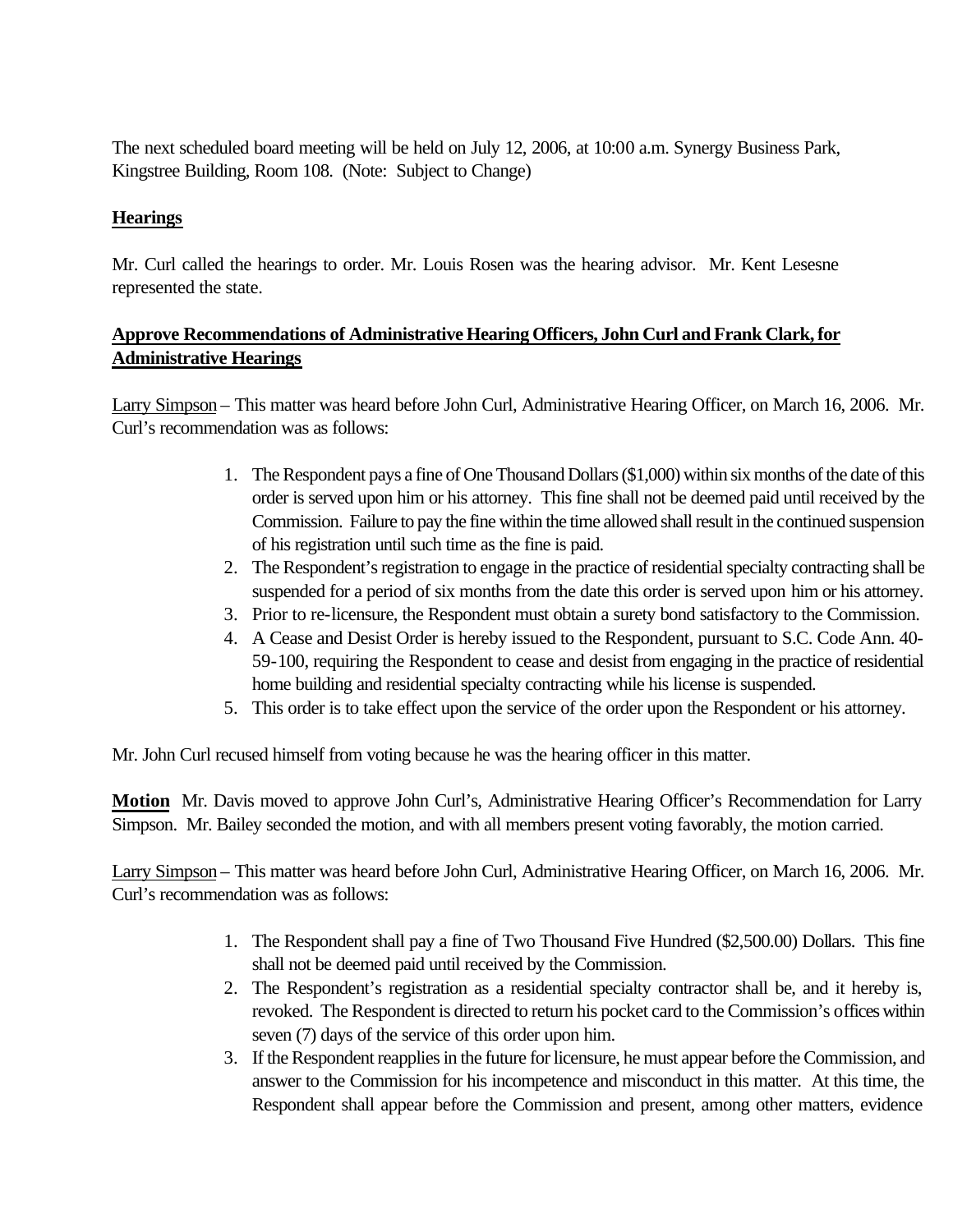The next scheduled board meeting will be held on July 12, 2006, at 10:00 a.m. Synergy Business Park, Kingstree Building, Room 108. (Note: Subject to Change)

**Hearings**

Mr. Curl called the hearings to order. Mr. Louis Rosen was the hearing advisor. Mr. Kent Lesesne represented the state.

**Approve Recommendations of Administrative Hearing Officers, John Curl and Frank Clark, for Administrative Hearings**

Larry Simpson – This matter was heard before John Curl, Administrative Hearing Officer, on March 16, 2006. Mr. Curl's recommendation was as follows:

1. The Respondent pays a fine of One Thousand Dollars ($1,000) within six months of the date of this order is served upon him or his attorney. This fine shall not be deemed paid until received by the Commission. Failure to pay the fine within the time allowed shall result in the continued suspension of his registration until such time as the fine is paid.
2. The Respondent's registration to engage in the practice of residential specialty contracting shall be suspended for a period of six months from the date this order is served upon him or his attorney.
3. Prior to re-licensure, the Respondent must obtain a surety bond satisfactory to the Commission.
4. A Cease and Desist Order is hereby issued to the Respondent, pursuant to S.C. Code Ann. 40-59-100, requiring the Respondent to cease and desist from engaging in the practice of residential home building and residential specialty contracting while his license is suspended.
5. This order is to take effect upon the service of the order upon the Respondent or his attorney.

Mr. John Curl recused himself from voting because he was the hearing officer in this matter.

**Motion** Mr. Davis moved to approve John Curl's, Administrative Hearing Officer's Recommendation for Larry Simpson. Mr. Bailey seconded the motion, and with all members present voting favorably, the motion carried.

Larry Simpson – This matter was heard before John Curl, Administrative Hearing Officer, on March 16, 2006. Mr. Curl's recommendation was as follows:

1. The Respondent shall pay a fine of Two Thousand Five Hundred ($2,500.00) Dollars. This fine shall not be deemed paid until received by the Commission.
2. The Respondent's registration as a residential specialty contractor shall be, and it hereby is, revoked. The Respondent is directed to return his pocket card to the Commission's offices within seven (7) days of the service of this order upon him.
3. If the Respondent reapplies in the future for licensure, he must appear before the Commission, and answer to the Commission for his incompetence and misconduct in this matter. At this time, the Respondent shall appear before the Commission and present, among other matters, evidence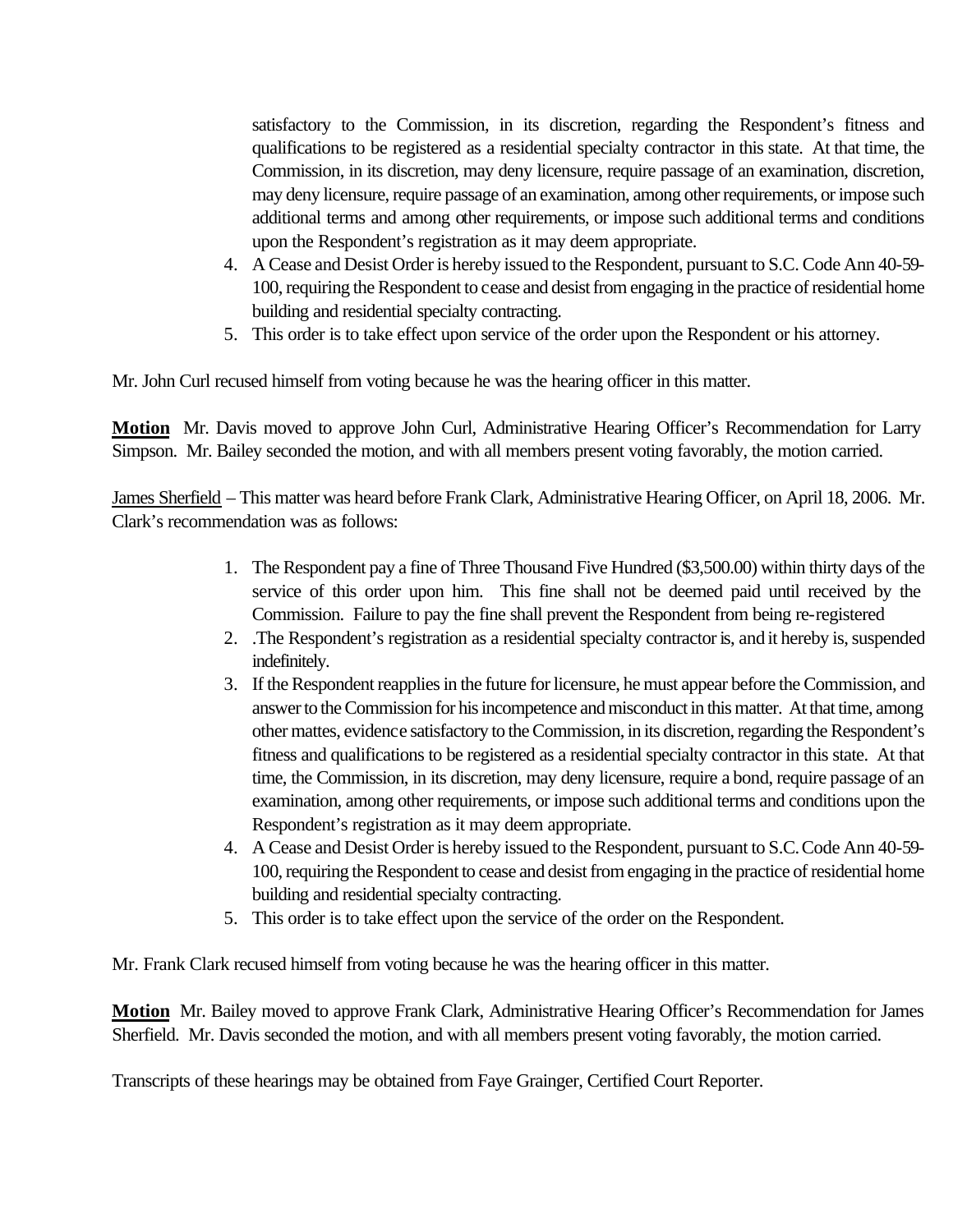satisfactory to the Commission, in its discretion, regarding the Respondent's fitness and qualifications to be registered as a residential specialty contractor in this state. At that time, the Commission, in its discretion, may deny licensure, require passage of an examination, discretion, may deny licensure, require passage of an examination, among other requirements, or impose such additional terms and among other requirements, or impose such additional terms and conditions upon the Respondent's registration as it may deem appropriate.

4. A Cease and Desist Order is hereby issued to the Respondent, pursuant to S.C. Code Ann 40-59-100, requiring the Respondent to cease and desist from engaging in the practice of residential home building and residential specialty contracting.
5. This order is to take effect upon service of the order upon the Respondent or his attorney.

Mr. John Curl recused himself from voting because he was the hearing officer in this matter.

**Motion** Mr. Davis moved to approve John Curl, Administrative Hearing Officer's Recommendation for Larry Simpson. Mr. Bailey seconded the motion, and with all members present voting favorably, the motion carried.

James Sherfield – This matter was heard before Frank Clark, Administrative Hearing Officer, on April 18, 2006. Mr. Clark's recommendation was as follows:

1. The Respondent pay a fine of Three Thousand Five Hundred ($3,500.00) within thirty days of the service of this order upon him. This fine shall not be deemed paid until received by the Commission. Failure to pay the fine shall prevent the Respondent from being re-registered
2. .The Respondent's registration as a residential specialty contractor is, and it hereby is, suspended indefinitely.
3. If the Respondent reapplies in the future for licensure, he must appear before the Commission, and answer to the Commission for his incompetence and misconduct in this matter. At that time, among other mattes, evidence satisfactory to the Commission, in its discretion, regarding the Respondent's fitness and qualifications to be registered as a residential specialty contractor in this state. At that time, the Commission, in its discretion, may deny licensure, require a bond, require passage of an examination, among other requirements, or impose such additional terms and conditions upon the Respondent's registration as it may deem appropriate.
4. A Cease and Desist Order is hereby issued to the Respondent, pursuant to S.C. Code Ann 40-59-100, requiring the Respondent to cease and desist from engaging in the practice of residential home building and residential specialty contracting.
5. This order is to take effect upon the service of the order on the Respondent.

Mr. Frank Clark recused himself from voting because he was the hearing officer in this matter.

**Motion** Mr. Bailey moved to approve Frank Clark, Administrative Hearing Officer's Recommendation for James Sherfield. Mr. Davis seconded the motion, and with all members present voting favorably, the motion carried.

Transcripts of these hearings may be obtained from Faye Grainger, Certified Court Reporter.